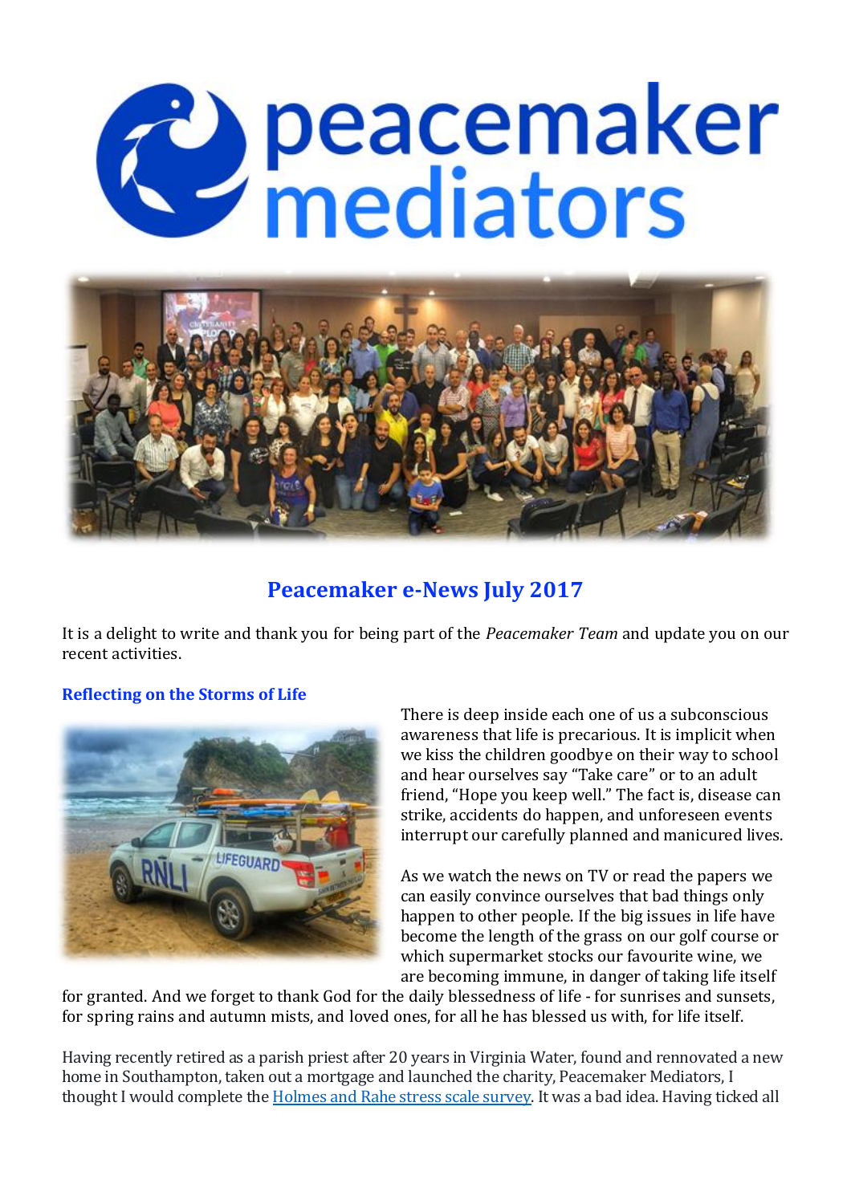# peacemaker mediators

## Peacemaker e-News July 2017

It is a delight to write and thank you for being part of the *Peacemaker Team* and update you on our recent activities.

### Reflecting on the Storms of Life

There is deep inside each one of us a subconscious awareness that life is precarious. It is implicit when we kiss the children goodbye on their way to school and hear ourselves say "Take care" or to an adult friend, "Hope you keep well." The fact is, disease can strike, accidents do happen, and unforeseen events interrupt our carefully planned and manicured lives.

As we watch the news on TV or read the papers we can easily convince ourselves that bad things only happen to other people. If the big issues in life have become the length of the grass on our golf course or which supermarket stocks our favourite wine, we are becoming immune, in danger of taking life itself for granted. And we forget to thank God for the daily blessedness of life - for sunrises and sunsets, for spring rains and autumn mists, and loved ones, for all he has blessed us with, for life itself.

Having recently retired as a parish priest after 20 years in Virginia Water, found and rennovated a new home in Southampton, taken out a mortgage and launched the charity, Peacemaker Mediators, I thought I would complete the Holmes and Rahe stress scale survey. It was a bad idea. Having ticked all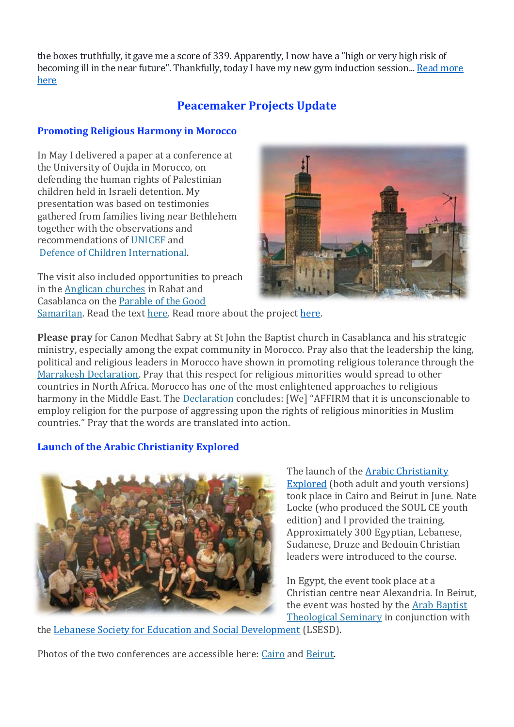the boxes truthfully, it gave me a score of 339. Apparently, I now have a "high or very high risk of becoming ill in the near future". Thankfully, today I have my new gym induction session... Read more here

## Peacemaker Projects Update

### Promoting Religious Harmony in Morocco

In May I delivered a paper at a conference at the University of Oujda in Morocco, on defending the human rights of Palestinian children held in Israeli detention. My presentation was based on testimonies gathered from families living near Bethlehem together with the observations and recommendations of UNICEF and Defence of Children International.

The visit also included opportunities to preach in the Anglican churches in Rabat and Casablanca on the Parable of the Good Samaritan. Read the text here. Read more about the project here.

**Please pray** for Canon Medhat Sabry at St John the Baptist church in Casablanca and his strategic ministry, especially among the expat community in Morocco. Pray also that the leadership the king, political and religious leaders in Morocco have shown in promoting religious tolerance through the Marrakesh Declaration. Pray that this respect for religious minorities would spread to other countries in North Africa. Morocco has one of the most enlightened approaches to religious harmony in the Middle East. The Declaration concludes: [We] "AFFIRM that it is unconscionable to employ religion for the purpose of aggressing upon the rights of religious minorities in Muslim countries." Pray that the words are translated into action.

### Launch of the Arabic Christianity Explored

The launch of the Arabic Christianity Explored (both adult and youth versions) took place in Cairo and Beirut in June. Nate Locke (who produced the SOUL CE youth edition) and I provided the training. Approximately 300 Egyptian, Lebanese, Sudanese, Druze and Bedouin Christian leaders were introduced to the course.

In Egypt, the event took place at a Christian centre near Alexandria. In Beirut, the event was hosted by the Arab Baptist Theological Seminary in conjunction with the Lebanese Society for Education and Social Development (LSESD).

Photos of the two conferences are accessible here: Cairo and Beirut.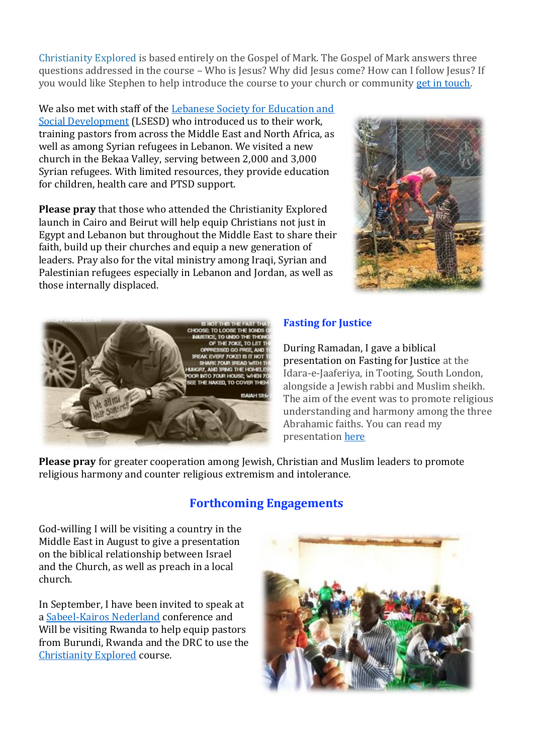Christianity Explored is based entirely on the Gospel of Mark. The Gospel of Mark answers three questions addressed in the course – Who is Jesus? Why did Jesus come? How can I follow Jesus? If you would like Stephen to help introduce the course to your church or community get in touch.

We also met with staff of the Lebanese Society for Education and Social Development (LSESD) who introduced us to their work, training pastors from across the Middle East and North Africa, as well as among Syrian refugees in Lebanon. We visited a new church in the Bekaa Valley, serving between 2,000 and 3,000 Syrian refugees. With limited resources, they provide education for children, health care and PTSD support.

**Please pray** that those who attended the Christianity Explored launch in Cairo and Beirut will help equip Christians not just in Egypt and Lebanon but throughout the Middle East to share their faith, build up their churches and equip a new generation of leaders. Pray also for the vital ministry among Iraqi, Syrian and Palestinian refugees especially in Lebanon and Jordan, as well as those internally displaced.

### Fasting for Justice

During Ramadan, I gave a biblical presentation on Fasting for Justice at the Idara-e-Jaaferiya, in Tooting, South London, alongside a Jewish rabbi and Muslim sheikh. The aim of the event was to promote religious understanding and harmony among the three Abrahamic faiths. You can read my presentation here

**Please pray** for greater cooperation among Jewish, Christian and Muslim leaders to promote religious harmony and counter religious extremism and intolerance.

## Forthcoming Engagements

God-willing I will be visiting a country in the Middle East in August to give a presentation on the biblical relationship between Israel and the Church, as well as preach in a local church.

In September, I have been invited to speak at a Sabeel-Kairos Nederland conference and Will be visiting Rwanda to help equip pastors from Burundi, Rwanda and the DRC to use the Christianity Explored course.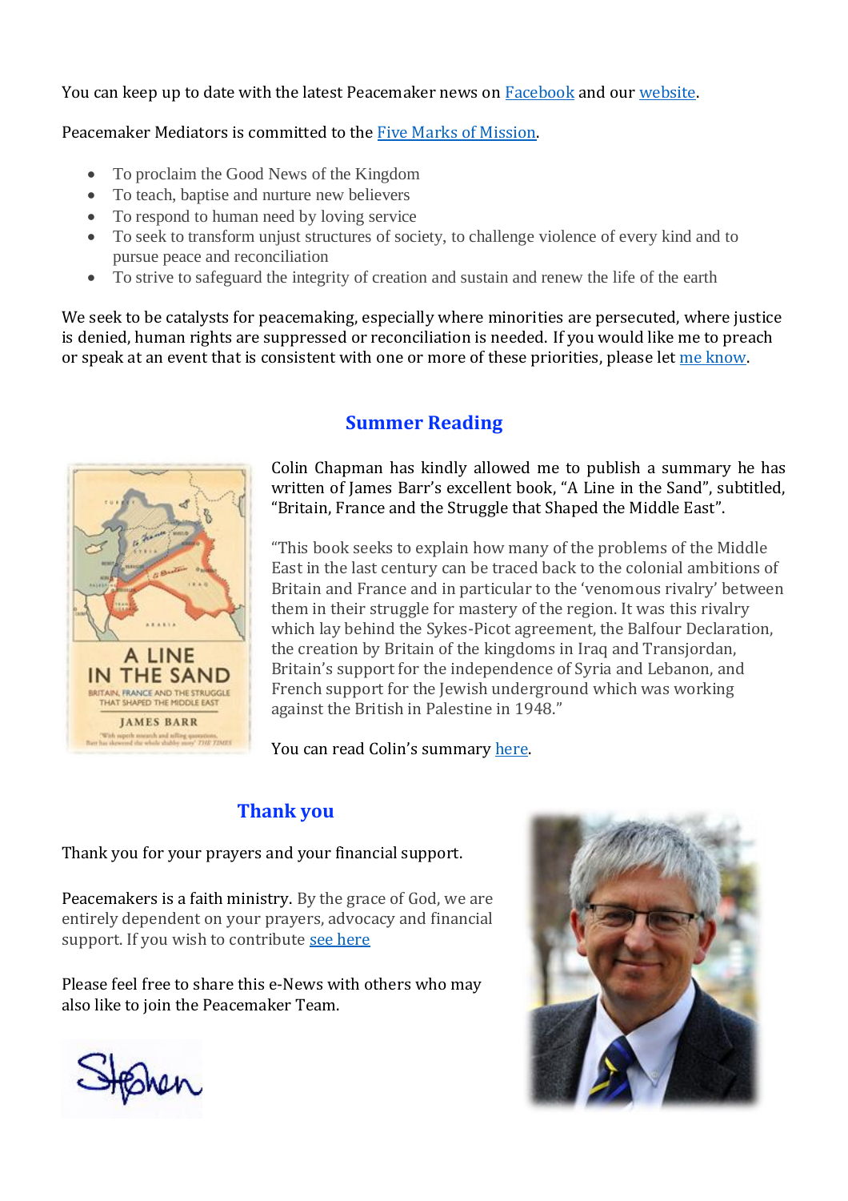You can keep up to date with the latest Peacemaker news on Facebook and our website.

Peacemaker Mediators is committed to the Five Marks of Mission.

- To proclaim the Good News of the Kingdom
- To teach, baptise and nurture new believers
- To respond to human need by loving service
- To seek to transform unjust structures of society, to challenge violence of every kind and to pursue peace and reconciliation
- To strive to safeguard the integrity of creation and sustain and renew the life of the earth

We seek to be catalysts for peacemaking, especially where minorities are persecuted, where justice is denied, human rights are suppressed or reconciliation is needed. If you would like me to preach or speak at an event that is consistent with one or more of these priorities, please let me know.

## Summer Reading

Colin Chapman has kindly allowed me to publish a summary he has written of James Barr's excellent book, "A Line in the Sand", subtitled, "Britain, France and the Struggle that Shaped the Middle East".

"This book seeks to explain how many of the problems of the Middle East in the last century can be traced back to the colonial ambitions of Britain and France and in particular to the 'venomous rivalry' between them in their struggle for mastery of the region. It was this rivalry which lay behind the Sykes-Picot agreement, the Balfour Declaration, the creation by Britain of the kingdoms in Iraq and Transjordan, Britain's support for the independence of Syria and Lebanon, and French support for the Jewish underground which was working against the British in Palestine in 1948."

You can read Colin's summary here.

## Thank you

Thank you for your prayers and your financial support.

Peacemakers is a faith ministry. By the grace of God, we are entirely dependent on your prayers, advocacy and financial support. If you wish to contribute see here

Please feel free to share this e-News with others who may also like to join the Peacemaker Team.

Stephen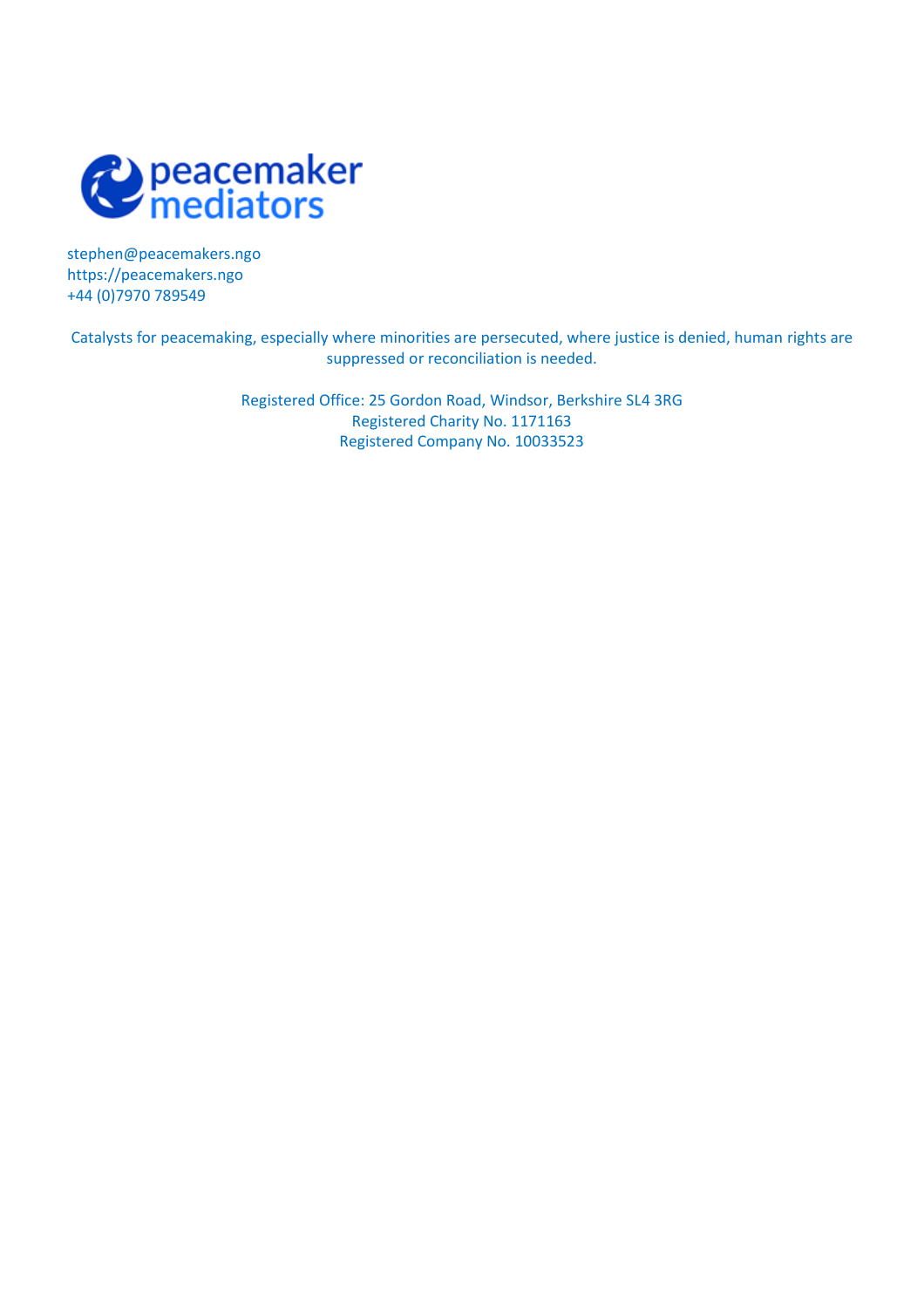peacemaker mediators

stephen@peacemakers.ngo
https://peacemakers.ngo
+44 (0)7970 789549

Catalysts for peacemaking, especially where minorities are persecuted, where justice is denied, human rights are suppressed or reconciliation is needed.

Registered Office: 25 Gordon Road, Windsor, Berkshire SL4 3RG
Registered Charity No. 1171163
Registered Company No. 10033523